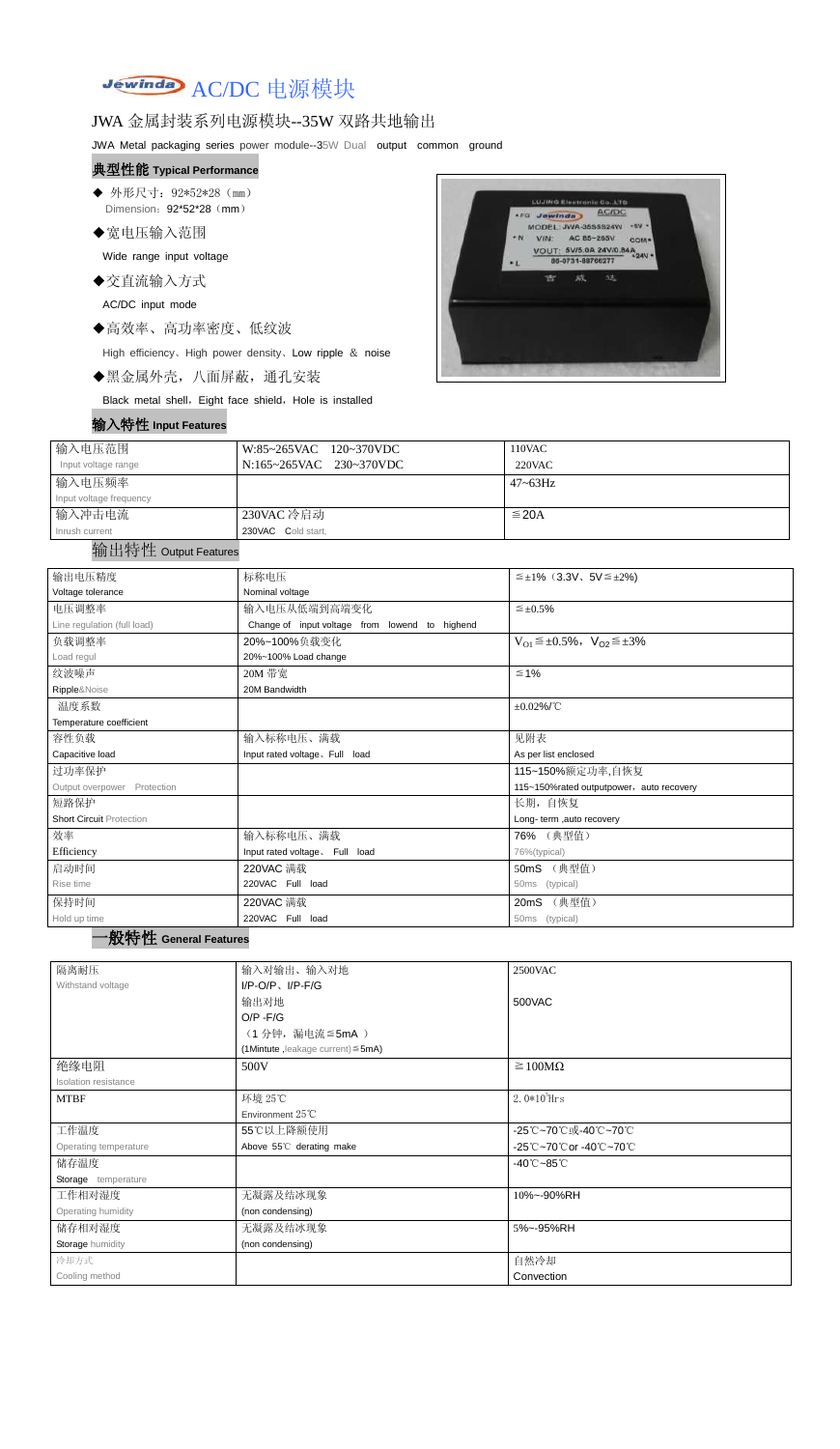# Jewinda AC/DC 电源模块

## JWA 金属封装系列电源模块--35W 双路共地输出

JWA Metal packaging series power module--35W Dual output common ground

### 典型性能 Typical Performance

- ◆ 外形尺寸：92*52*28（mm）
  Dimension：92*52*28（mm）
- ◆宽电压输入范围
  Wide range input voltage
- ◆交直流输入方式
  AC/DC input mode
- ◆高效率、高功率密度、低纹波
  High efficiency、High power density、Low ripple ＆ noise
- ◆黑金属外壳，八面屏蔽，通孔安装
  Black metal shell，Eight face shield，Hole is installed

### 输入特性 Input Features

| 输入电压范围<br>Input voltage range | W:85~265VAC 120~370VDC<br>N:165~265VAC 230~370VDC | 110VAC<br>220VAC |
|---|---|---|
| 输入电压频率<br>Input voltage frequency | | 47~63Hz |
| 输入冲击电流<br>Inrush current | 230VAC 冷启动<br>230VAC Cold start, | ≦20A |

### 输出特性 Output Features

| 输出电压精度<br>Voltage tolerance | 标称电压<br>Nominal voltage | ≦±1%（3.3V、5V≦±2%) |
|---|---|---|
| 电压调整率<br>Line regulation (full load) | 输入电压从低端到高端变化<br>Change of input voltage from lowend to highend | ≦±0.5% |
| 负载调整率<br>Load regul | 20%~100%负载变化<br>20%~100% Load change | $V_{O1}$≦±0.5%，$V_{O2}$≦±3% |
| 纹波噪声<br>Ripple&Noise | 20M 带宽<br>20M Bandwidth | ≦1% |
| 温度系数<br>Temperature coefficient | | ±0.02%/℃ |
| 容性负载<br>Capacitive load | 输入标称电压、满载<br>Input rated voltage、Full load | 见附表<br>As per list enclosed |
| 过功率保护<br>Output overpower Protection | | 115~150%额定功率,自恢复<br>115~150%rated outputpower，auto recovery |
| 短路保护<br>Short Circuit Protection | | 长期，自恢复<br>Long- term ,auto recovery |
| 效率<br>Efficiency | 输入标称电压、满载<br>Input rated voltage、Full load | 76% （典型值）<br>76%(typical) |
| 启动时间<br>Rise time | 220VAC 满载<br>220VAC Full load | 50mS （典型值）<br>50ms (typical) |
| 保持时间<br>Hold up time | 220VAC 满载<br>220VAC Full load | 20mS （典型值）<br>50ms (typical) |

### 一般特性 General Features

| 隔离耐压<br>Withstand voltage | 输入对输出、输入对地<br>I/P-O/P、I/P-F/G<br>输出对地<br>O/P -F/G<br>（1 分钟，漏电流≦5mA ）<br>(1Mintute ,leakage current)≦5mA) | 2500VAC<br><br>500VAC |
|---|---|---|
| 绝缘电阻<br>Isolation resistance | 500V | ≧100MΩ |
| MTBF | 环境 25℃<br>Environment 25℃ | 2.0*10^5Hrs |
| 工作温度<br>Operating temperature | 55℃以上降额使用<br>Above 55℃ derating make | -25℃~70℃或-40℃~70℃<br>-25℃~70℃or -40℃~70℃ |
| 储存温度<br>Storage temperature | | -40℃~85℃ |
| 工作相对湿度<br>Operating humidity | 无凝露及结冰现象<br>(non condensing) | 10%~-90%RH |
| 储存相对湿度<br>Storage humidity | 无凝露及结冰现象<br>(non condensing) | 5%~-95%RH |
| 冷却方式<br>Cooling method | | 自然冷却<br>Convection |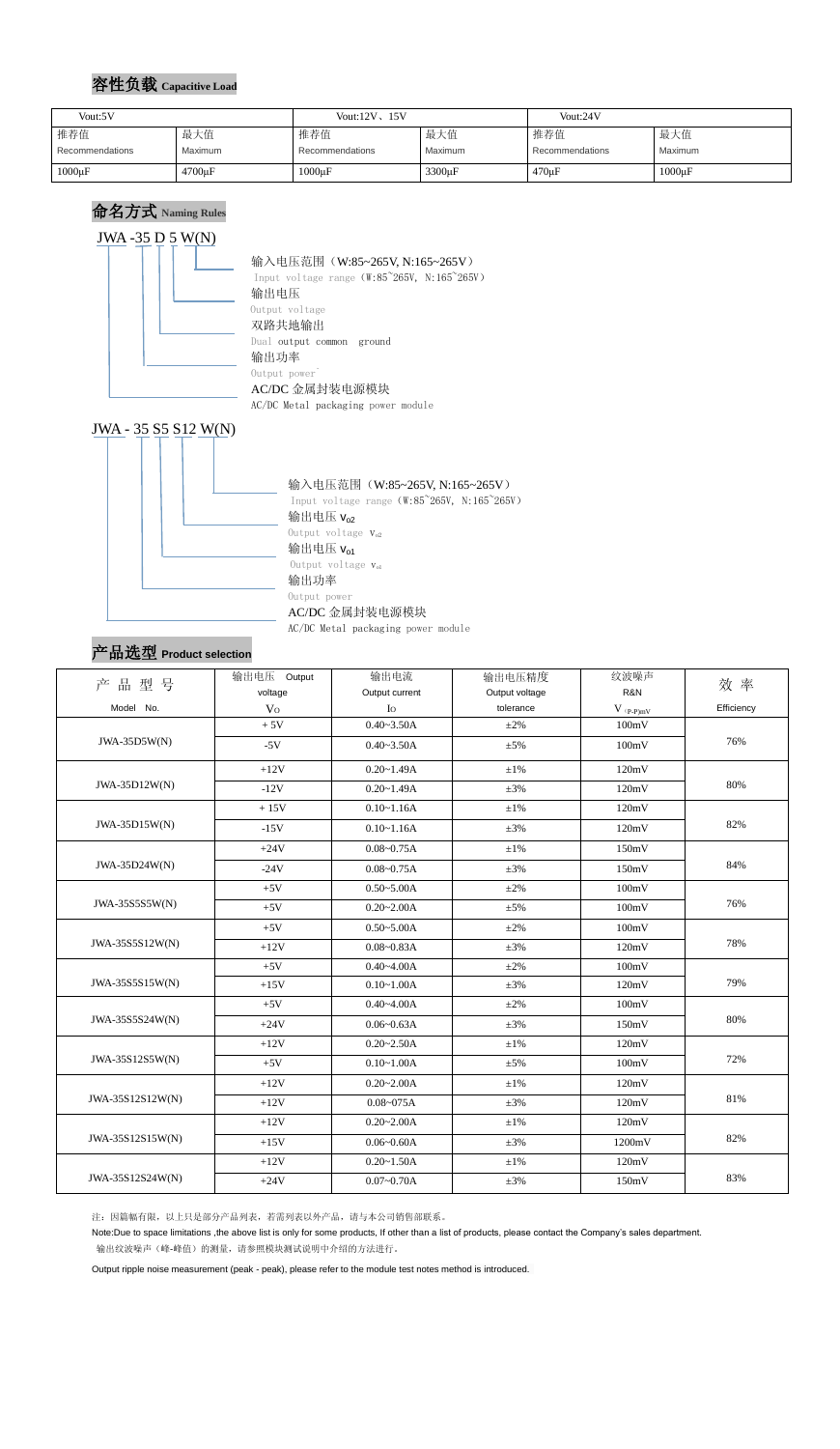## 容性负载 Capacitive Load

| Vout:5V | | Vout:12V、15V | | Vout:24V | |
|---|---|---|---|---|---|
| 推荐值 Recommendations | 最大值 Maximum | 推荐值 Recommendations | 最大值 Maximum | 推荐值 Recommendations | 最大值 Maximum |
| 1000μF | 4700μF | 1000μF | 3300μF | 470μF | 1000μF |

## 命名方式 Naming Rules

JWA -35 D 5 W(N)

- 输入电压范围（W:85~265V, N:165~265V） Input voltage range（W:85~265V, N:165~265V）
- 输出电压 Output voltage
- 双路共地输出 Dual output common ground
- 输出功率 Output power
- AC/DC 金属封装电源模块 AC/DC Metal packaging power module

JWA - 35 S5 S12 W(N)

- 输入电压范围（W:85~265V, N:165~265V） Input voltage range（W:85~265V, N:165~265V）
- 输出电压 $V_{o2}$ Output voltage $V_{o2}$
- 输出电压 $V_{o1}$ Output voltage $V_{o1}$
- 输出功率 Output power
- AC/DC 金属封装电源模块 AC/DC Metal packaging power module

## 产品选型 Product selection

| 产品型号 Model No. | 输出电压 Output voltage $V_O$ | 输出电流 Output current $I_O$ | 输出电压精度 Output voltage tolerance | 纹波噪声 R&N $V_{(P-P)mV}$ | 效率 Efficiency |
|---|---|---|---|---|---|
| JWA-35D5W(N) | + 5V | 0.40~3.50A | ±2% | 100mV | 76% |
| | -5V | 0.40~3.50A | ±5% | 100mV | |
| JWA-35D12W(N) | +12V | 0.20~1.49A | ±1% | 120mV | 80% |
| | -12V | 0.20~1.49A | ±3% | 120mV | |
| JWA-35D15W(N) | + 15V | 0.10~1.16A | ±1% | 120mV | 82% |
| | -15V | 0.10~1.16A | ±3% | 120mV | |
| JWA-35D24W(N) | +24V | 0.08~0.75A | ±1% | 150mV | 84% |
| | -24V | 0.08~0.75A | ±3% | 150mV | |
| JWA-35S5S5W(N) | +5V | 0.50~5.00A | ±2% | 100mV | 76% |
| | +5V | 0.20~2.00A | ±5% | 100mV | |
| JWA-35S5S12W(N) | +5V | 0.50~5.00A | ±2% | 100mV | 78% |
| | +12V | 0.08~0.83A | ±3% | 120mV | |
| JWA-35S5S15W(N) | +5V | 0.40~4.00A | ±2% | 100mV | 79% |
| | +15V | 0.10~1.00A | ±3% | 120mV | |
| JWA-35S5S24W(N) | +5V | 0.40~4.00A | ±2% | 100mV | 80% |
| | +24V | 0.06~0.63A | ±3% | 150mV | |
| JWA-35S12S5W(N) | +12V | 0.20~2.50A | ±1% | 120mV | 72% |
| | +5V | 0.10~1.00A | ±5% | 100mV | |
| JWA-35S12S12W(N) | +12V | 0.20~2.00A | ±1% | 120mV | 81% |
| | +12V | 0.08~075A | ±3% | 120mV | |
| JWA-35S12S15W(N) | +12V | 0.20~2.00A | ±1% | 120mV | 82% |
| | +15V | 0.06~0.60A | ±3% | 1200mV | |
| JWA-35S12S24W(N) | +12V | 0.20~1.50A | ±1% | 120mV | 83% |
| | +24V | 0.07~0.70A | ±3% | 150mV | |

注：因篇幅有限，以上只是部分产品列表，若需列表以外产品，请与本公司销售部联系。

Note:Due to space limitations ,the above list is only for some products, If other than a list of products, please contact the Company's sales department.

输出纹波噪声（峰-峰值）的测量，请参照模块测试说明中介绍的方法进行。

Output ripple noise measurement (peak - peak), please refer to the module test notes method is introduced.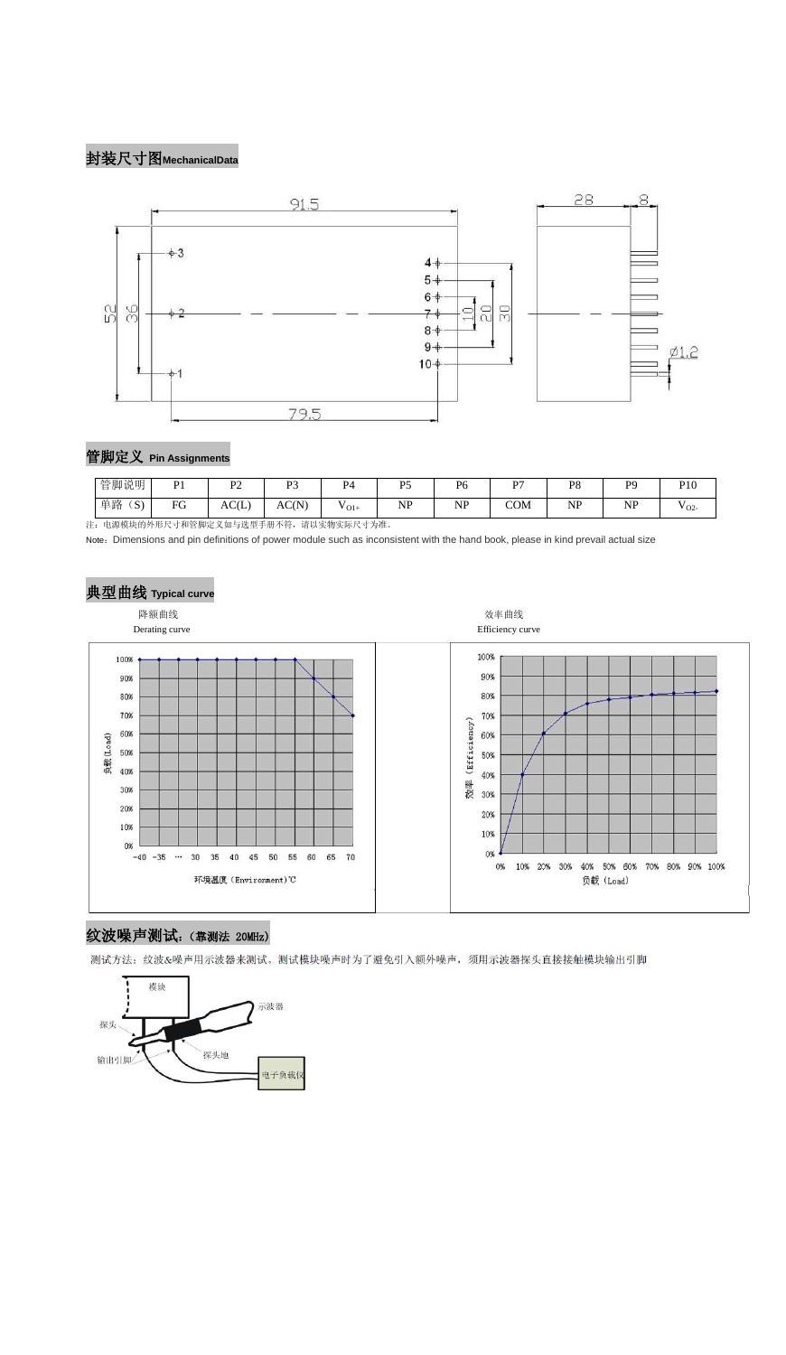## 封装尺寸图MechanicalData

91.5

28 8

3
2
1

52 36

4
5
6
7
8
9
10

10 20 30

Ø1.2

79.5

## 管脚定义 Pin Assignments

| 管脚说明 | P1 | P2 | P3 | P4 | P5 | P6 | P7 | P8 | P9 | P10 |
|---|---|---|---|---|---|---|---|---|---|---|
| 单路（S） | FG | AC(L) | AC(N) | $V_{O1+}$ | NP | NP | COM | NP | NP | $V_{O2-}$ |

注：电源模块的外形尺寸和管脚定义如与选型手册不符，请以实物实际尺寸为准。

Note：Dimensions and pin definitions of power module such as inconsistent with the hand book, please in kind prevail actual size

## 典型曲线 Typical curve

降额曲线
Derating curve

100%
90%
80%
70%
60%
50%
40%
30%
20%
10%
0%

负载(Load)

-40 -35 ··· 30 35 40 45 50 55 60 65 70

环境温度(Environment)℃

效率曲线
Efficiency curve

100%
90%
80%
70%
60%
50%
40%
30%
20%
10%
0%

效率(Efficiency)

0% 10% 20% 30% 40% 50% 60% 70% 80% 90% 100%

负载(Load)

## 纹波噪声测试：（靠测法 20MHz）

测试方法：纹波&噪声用示波器来测试。测试模块噪声时为了避免引入额外噪声，须用示波器探头直接接触模块输出引脚

模块

示波器

探头

探头地

输出引脚

电子负载仪